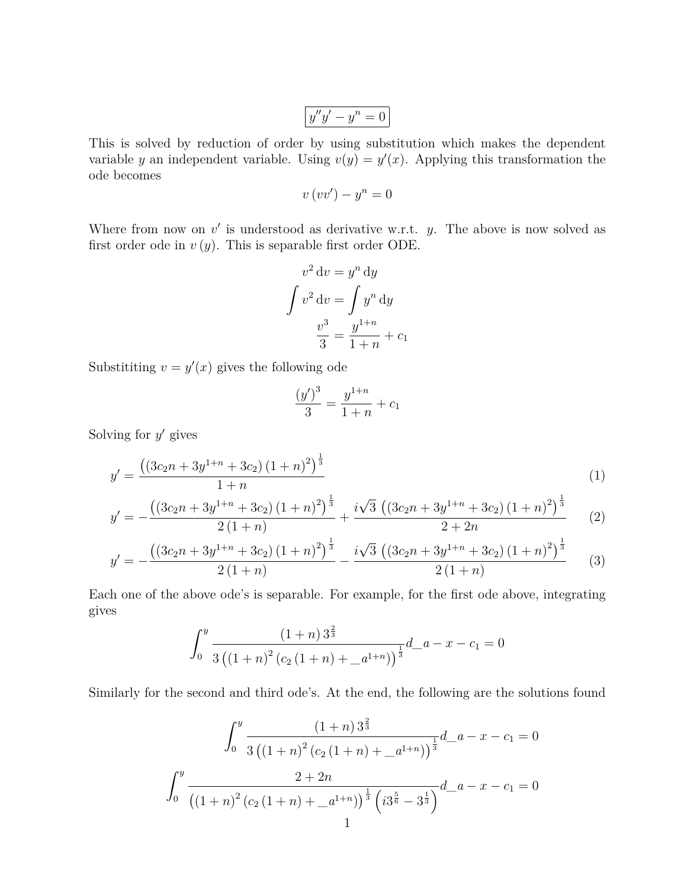$$\boxed{y''y' - y^n = 0}$$

This is solved by reduction of order by using substitution which makes the dependent variable $y$ an independent variable. Using $v(y) = y'(x)$. Applying this transformation the ode becomes

$$v\,(vv') - y^n = 0$$

Where from now on $v'$ is understood as derivative w.r.t. $y$. The above is now solved as first order ode in $v\,(y)$. This is separable first order ODE.

$$
\begin{aligned}
v^2 \, \mathrm{d}v &= y^n \, \mathrm{d}y \\
\int v^2 \, \mathrm{d}v &= \int y^n \, \mathrm{d}y \\
\frac{v^3}{3} &= \frac{y^{1+n}}{1+n} + c_1
\end{aligned}
$$

Substititing $v = y'(x)$ gives the following ode

$$\frac{(y')^3}{3} = \frac{y^{1+n}}{1+n} + c_1$$

Solving for $y'$ gives

$$y' = \frac{\left((3c_2n + 3y^{1+n} + 3c_2)\,(1+n)^2\right)^{\frac{1}{3}}}{1+n} \tag{1}$$

$$y' = -\frac{\left((3c_2n + 3y^{1+n} + 3c_2)\,(1+n)^2\right)^{\frac{1}{3}}}{2\,(1+n)} + \frac{i\sqrt{3}\,\left((3c_2n + 3y^{1+n} + 3c_2)\,(1+n)^2\right)^{\frac{1}{3}}}{2+2n} \tag{2}$$

$$y' = -\frac{\left((3c_2n + 3y^{1+n} + 3c_2)\,(1+n)^2\right)^{\frac{1}{3}}}{2\,(1+n)} - \frac{i\sqrt{3}\,\left((3c_2n + 3y^{1+n} + 3c_2)\,(1+n)^2\right)^{\frac{1}{3}}}{2\,(1+n)} \tag{3}$$

Each one of the above ode's is separable. For example, for the first ode above, integrating gives

$$\int_0^y \frac{(1+n)\,3^{\frac{2}{3}}}{3\left((1+n)^2\,(c_2\,(1+n) + \_a^{1+n})\right)^{\frac{1}{3}}} d\_a - x - c_1 = 0$$

Similarly for the second and third ode's. At the end, the following are the solutions found

$$\int_0^y \frac{(1+n)\,3^{\frac{2}{3}}}{3\left((1+n)^2\,(c_2\,(1+n) + \_a^{1+n})\right)^{\frac{1}{3}}} d\_a - x - c_1 = 0$$

$$\int_0^y \frac{2+2n}{\left((1+n)^2\,(c_2\,(1+n) + \_a^{1+n})\right)^{\frac{1}{3}}\left(i3^{\frac{5}{6}} - 3^{\frac{1}{3}}\right)} d\_a - x - c_1 = 0$$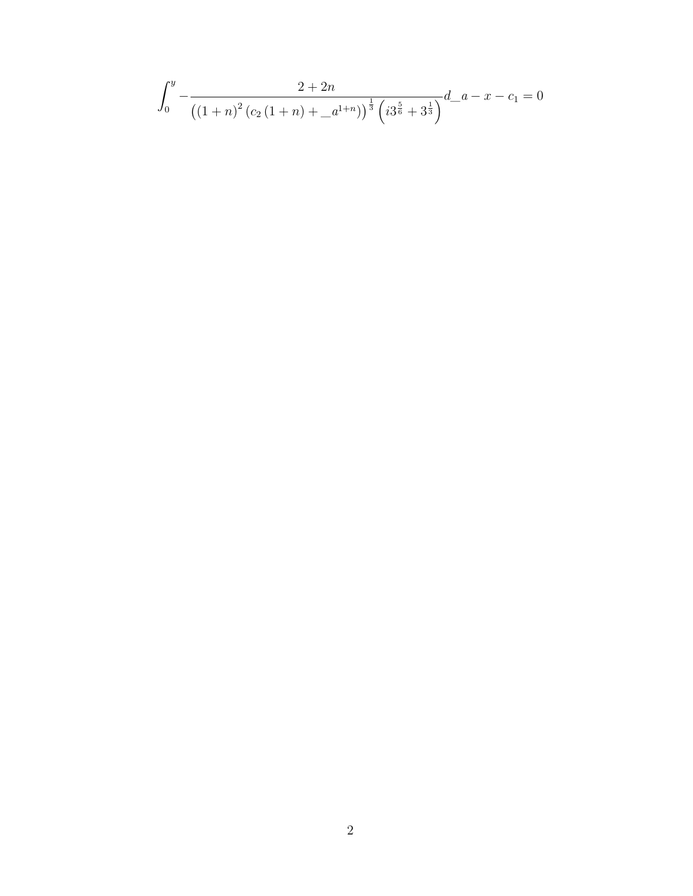$$\int_0^y -\frac{2+2n}{\left((1+n)^2\left(c_2\left(1+n\right)+\_a^{1+n}\right)\right)^{\frac{1}{3}}\left(i3^{\frac{5}{6}}+3^{\frac{1}{3}}\right)}d\_a - x - c_1 = 0$$